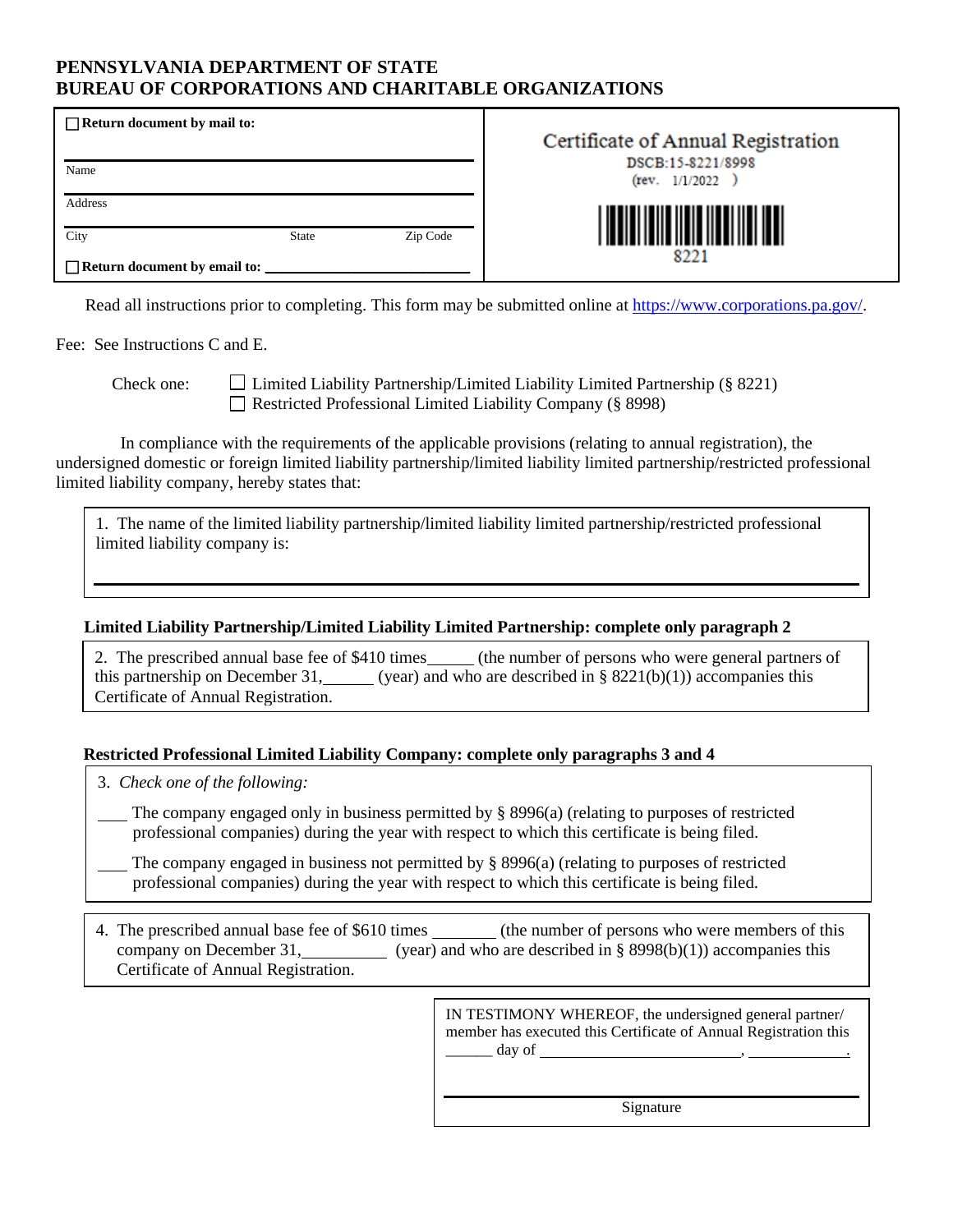**PENNSYLVANIA DEPARTMENT OF STATE**
**BUREAU OF CORPORATIONS AND CHARITABLE ORGANIZATIONS**

| ☐ **Return document by mail to:** | Certificate of Annual Registration |
| --- | --- |
| Name | DSCB:15-8221/8998 (rev. 1/1/2022 ) |
| Address | |
| City State Zip Code | 8221 |
| ☐ **Return document by email to:** ____________________________ | |

Read all instructions prior to completing. This form may be submitted online at https://www.corporations.pa.gov/.

Fee: See Instructions C and E.

Check one:
☐ Limited Liability Partnership/Limited Liability Limited Partnership (§ 8221)
☐ Restricted Professional Limited Liability Company (§ 8998)

In compliance with the requirements of the applicable provisions (relating to annual registration), the undersigned domestic or foreign limited liability partnership/limited liability limited partnership/restricted professional limited liability company, hereby states that:

1. The name of the limited liability partnership/limited liability limited partnership/restricted professional limited liability company is:

____________________________________________________________

**Limited Liability Partnership/Limited Liability Limited Partnership: complete only paragraph 2**

2. The prescribed annual base fee of $410 times_____ (the number of persons who were general partners of this partnership on December 31,______ (year) and who are described in § 8221(b)(1)) accompanies this Certificate of Annual Registration.

**Restricted Professional Limited Liability Company: complete only paragraphs 3 and 4**

3. *Check one of the following:*

___ The company engaged only in business permitted by § 8996(a) (relating to purposes of restricted professional companies) during the year with respect to which this certificate is being filed.

___ The company engaged in business not permitted by § 8996(a) (relating to purposes of restricted professional companies) during the year with respect to which this certificate is being filed.

4. The prescribed annual base fee of $610 times ________ (the number of persons who were members of this company on December 31,__________ (year) and who are described in § 8998(b)(1)) accompanies this Certificate of Annual Registration.

IN TESTIMONY WHEREOF, the undersigned general partner/ member has executed this Certificate of Annual Registration this ______ day of __________________________, ____________.

____________________________________________
Signature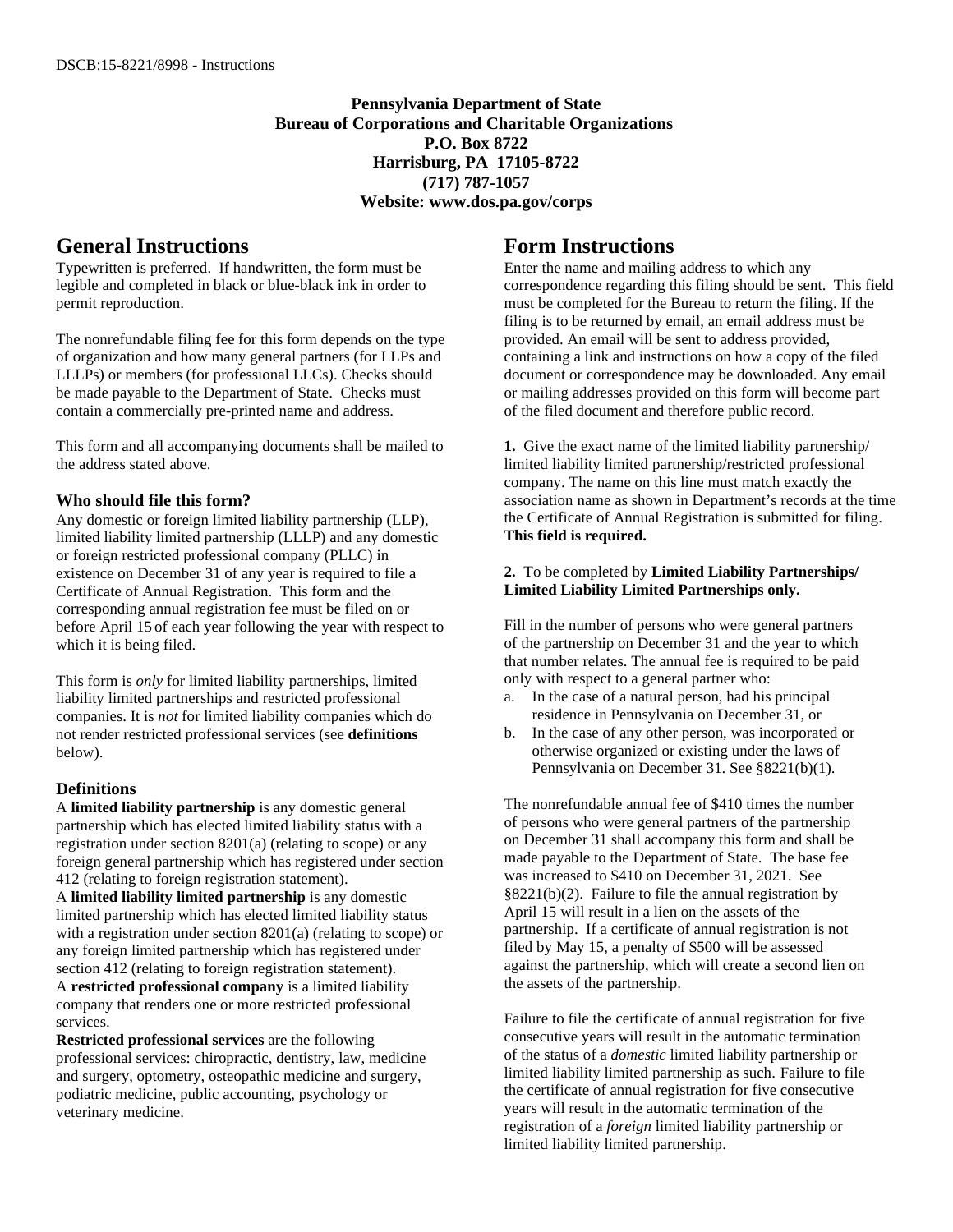**Pennsylvania Department of State**
**Bureau of Corporations and Charitable Organizations**
**P.O. Box 8722**
**Harrisburg, PA 17105-8722**
**(717) 787-1057**
**Website: www.dos.pa.gov/corps**

## General Instructions

Typewritten is preferred. If handwritten, the form must be legible and completed in black or blue-black ink in order to permit reproduction.

The nonrefundable filing fee for this form depends on the type of organization and how many general partners (for LLPs and LLLPs) or members (for professional LLCs). Checks should be made payable to the Department of State. Checks must contain a commercially pre-printed name and address.

This form and all accompanying documents shall be mailed to the address stated above.

### Who should file this form?

Any domestic or foreign limited liability partnership (LLP), limited liability limited partnership (LLLP) and any domestic or foreign restricted professional company (PLLC) in existence on December 31 of any year is required to file a Certificate of Annual Registration. This form and the corresponding annual registration fee must be filed on or before April 15 of each year following the year with respect to which it is being filed.

This form is *only* for limited liability partnerships, limited liability limited partnerships and restricted professional companies. It is *not* for limited liability companies which do not render restricted professional services (see **definitions** below).

### Definitions

A **limited liability partnership** is any domestic general partnership which has elected limited liability status with a registration under section 8201(a) (relating to scope) or any foreign general partnership which has registered under section 412 (relating to foreign registration statement).

A **limited liability limited partnership** is any domestic limited partnership which has elected limited liability status with a registration under section 8201(a) (relating to scope) or any foreign limited partnership which has registered under section 412 (relating to foreign registration statement).

A **restricted professional company** is a limited liability company that renders one or more restricted professional services.

**Restricted professional services** are the following professional services: chiropractic, dentistry, law, medicine and surgery, optometry, osteopathic medicine and surgery, podiatric medicine, public accounting, psychology or veterinary medicine.

## Form Instructions

Enter the name and mailing address to which any correspondence regarding this filing should be sent. This field must be completed for the Bureau to return the filing. If the filing is to be returned by email, an email address must be provided. An email will be sent to address provided, containing a link and instructions on how a copy of the filed document or correspondence may be downloaded. Any email or mailing addresses provided on this form will become part of the filed document and therefore public record.

**1.** Give the exact name of the limited liability partnership/ limited liability limited partnership/restricted professional company. The name on this line must match exactly the association name as shown in Department's records at the time the Certificate of Annual Registration is submitted for filing. **This field is required.**

**2.** To be completed by **Limited Liability Partnerships/ Limited Liability Limited Partnerships only.**

Fill in the number of persons who were general partners of the partnership on December 31 and the year to which that number relates. The annual fee is required to be paid only with respect to a general partner who:

a. In the case of a natural person, had his principal residence in Pennsylvania on December 31, or
b. In the case of any other person, was incorporated or otherwise organized or existing under the laws of Pennsylvania on December 31. See §8221(b)(1).

The nonrefundable annual fee of $410 times the number of persons who were general partners of the partnership on December 31 shall accompany this form and shall be made payable to the Department of State. The base fee was increased to $410 on December 31, 2021. See §8221(b)(2). Failure to file the annual registration by April 15 will result in a lien on the assets of the partnership. If a certificate of annual registration is not filed by May 15, a penalty of $500 will be assessed against the partnership, which will create a second lien on the assets of the partnership.

Failure to file the certificate of annual registration for five consecutive years will result in the automatic termination of the status of a *domestic* limited liability partnership or limited liability limited partnership as such. Failure to file the certificate of annual registration for five consecutive years will result in the automatic termination of the registration of a *foreign* limited liability partnership or limited liability limited partnership.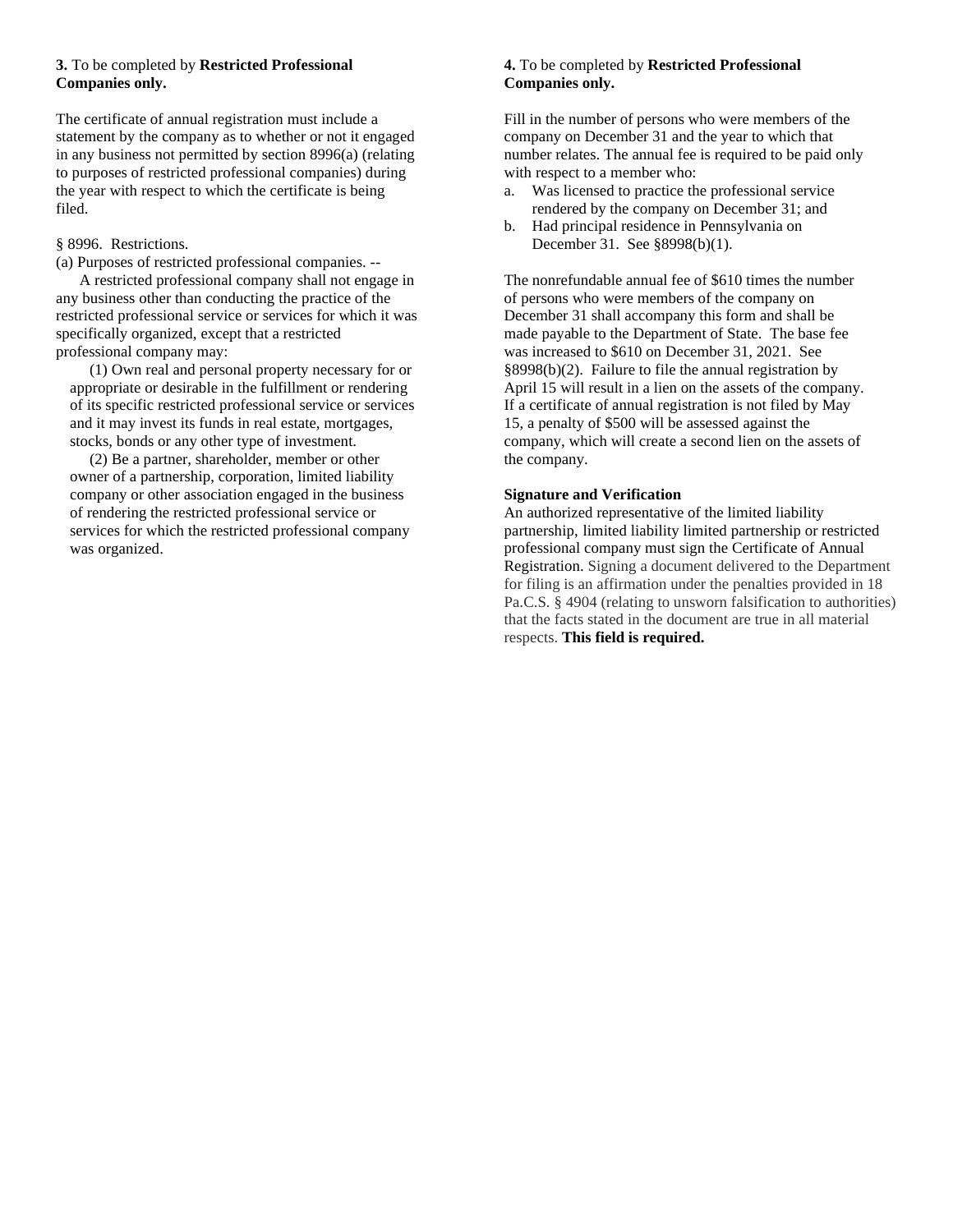**3.** To be completed by **Restricted Professional Companies only.**

The certificate of annual registration must include a statement by the company as to whether or not it engaged in any business not permitted by section 8996(a) (relating to purposes of restricted professional companies) during the year with respect to which the certificate is being filed.

§ 8996. Restrictions.

(a) Purposes of restricted professional companies. --

A restricted professional company shall not engage in any business other than conducting the practice of the restricted professional service or services for which it was specifically organized, except that a restricted professional company may:

(1) Own real and personal property necessary for or appropriate or desirable in the fulfillment or rendering of its specific restricted professional service or services and it may invest its funds in real estate, mortgages, stocks, bonds or any other type of investment.

(2) Be a partner, shareholder, member or other owner of a partnership, corporation, limited liability company or other association engaged in the business of rendering the restricted professional service or services for which the restricted professional company was organized.

**4.** To be completed by **Restricted Professional Companies only.**

Fill in the number of persons who were members of the company on December 31 and the year to which that number relates. The annual fee is required to be paid only with respect to a member who:

a. Was licensed to practice the professional service rendered by the company on December 31; and
b. Had principal residence in Pennsylvania on December 31. See §8998(b)(1).

The nonrefundable annual fee of $610 times the number of persons who were members of the company on December 31 shall accompany this form and shall be made payable to the Department of State. The base fee was increased to $610 on December 31, 2021. See §8998(b)(2). Failure to file the annual registration by April 15 will result in a lien on the assets of the company. If a certificate of annual registration is not filed by May 15, a penalty of $500 will be assessed against the company, which will create a second lien on the assets of the company.

**Signature and Verification**

An authorized representative of the limited liability partnership, limited liability limited partnership or restricted professional company must sign the Certificate of Annual Registration. Signing a document delivered to the Department for filing is an affirmation under the penalties provided in 18 Pa.C.S. § 4904 (relating to unsworn falsification to authorities) that the facts stated in the document are true in all material respects. **This field is required.**